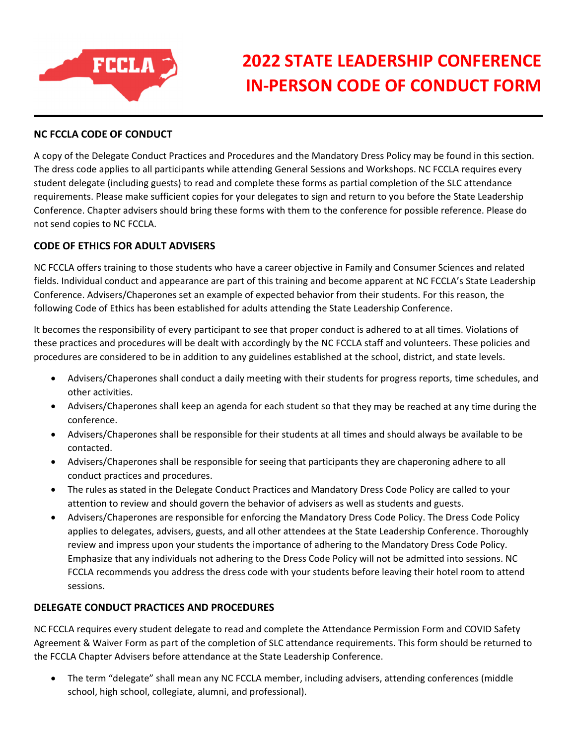# 2022 STATE LEADERSHIP CONFERENCE IN-PERSON CODE OF CONDUCT FORM

## NC FCCLA CODE OF CONDUCT

A copy of the Delegate Conduct Practices and Procedures and the Mandatory Dress Policy may be found in this section. The dress code applies to all participants while attending General Sessions and Workshops. NC FCCLA requires every student delegate (including guests) to read and complete these forms as partial completion of the SLC attendance requirements. Please make sufficient copies for your delegates to sign and return to you before the State Leadership Conference. Chapter advisers should bring these forms with them to the conference for possible reference. Please do not send copies to NC FCCLA.

## CODE OF ETHICS FOR ADULT ADVISERS

NC FCCLA offers training to those students who have a career objective in Family and Consumer Sciences and related fields. Individual conduct and appearance are part of this training and become apparent at NC FCCLA's State Leadership Conference. Advisers/Chaperones set an example of expected behavior from their students. For this reason, the following Code of Ethics has been established for adults attending the State Leadership Conference.

It becomes the responsibility of every participant to see that proper conduct is adhered to at all times. Violations of these practices and procedures will be dealt with accordingly by the NC FCCLA staff and volunteers. These policies and procedures are considered to be in addition to any guidelines established at the school, district, and state levels.

- Advisers/Chaperones shall conduct a daily meeting with their students for progress reports, time schedules, and other activities.
- Advisers/Chaperones shall keep an agenda for each student so that they may be reached at any time during the conference.
- Advisers/Chaperones shall be responsible for their students at all times and should always be available to be contacted.
- Advisers/Chaperones shall be responsible for seeing that participants they are chaperoning adhere to all conduct practices and procedures.
- The rules as stated in the Delegate Conduct Practices and Mandatory Dress Code Policy are called to your attention to review and should govern the behavior of advisers as well as students and guests.
- Advisers/Chaperones are responsible for enforcing the Mandatory Dress Code Policy. The Dress Code Policy applies to delegates, advisers, guests, and all other attendees at the State Leadership Conference. Thoroughly review and impress upon your students the importance of adhering to the Mandatory Dress Code Policy. Emphasize that any individuals not adhering to the Dress Code Policy will not be admitted into sessions. NC FCCLA recommends you address the dress code with your students before leaving their hotel room to attend sessions.

## DELEGATE CONDUCT PRACTICES AND PROCEDURES

NC FCCLA requires every student delegate to read and complete the Attendance Permission Form and COVID Safety Agreement & Waiver Form as part of the completion of SLC attendance requirements. This form should be returned to the FCCLA Chapter Advisers before attendance at the State Leadership Conference.

- The term "delegate" shall mean any NC FCCLA member, including advisers, attending conferences (middle school, high school, collegiate, alumni, and professional).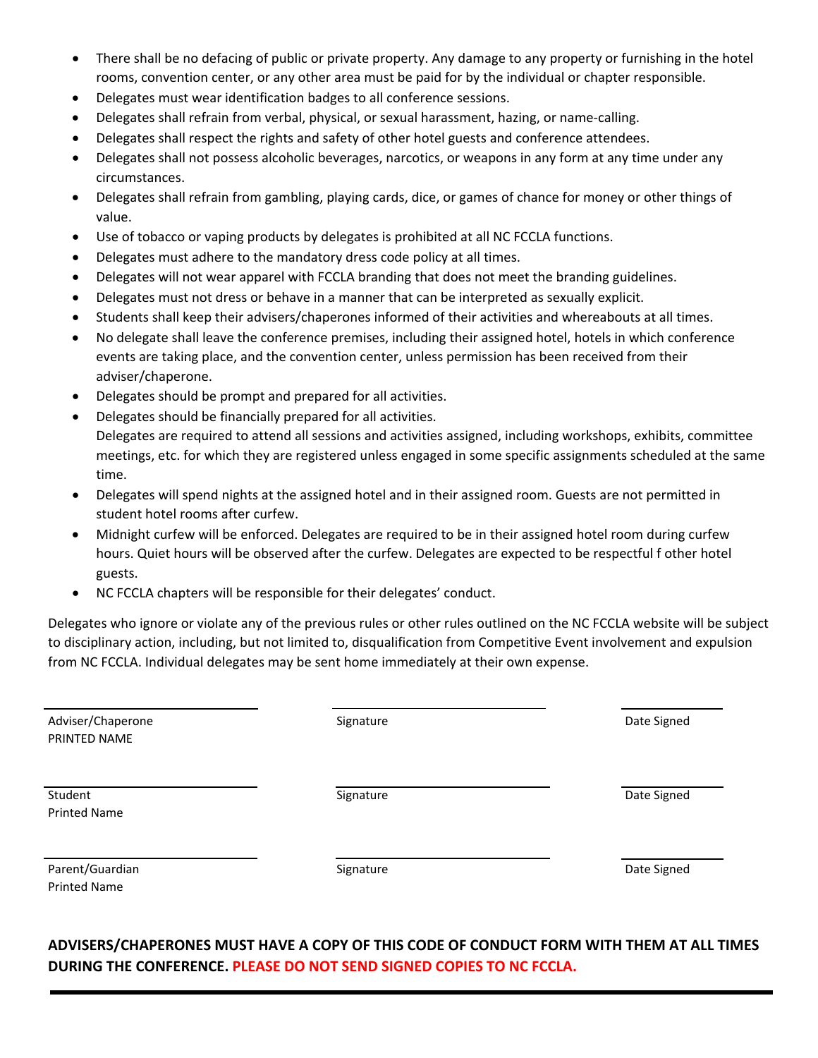- There shall be no defacing of public or private property. Any damage to any property or furnishing in the hotel rooms, convention center, or any other area must be paid for by the individual or chapter responsible.
- Delegates must wear identification badges to all conference sessions.
- Delegates shall refrain from verbal, physical, or sexual harassment, hazing, or name-calling.
- Delegates shall respect the rights and safety of other hotel guests and conference attendees.
- Delegates shall not possess alcoholic beverages, narcotics, or weapons in any form at any time under any circumstances.
- Delegates shall refrain from gambling, playing cards, dice, or games of chance for money or other things of value.
- Use of tobacco or vaping products by delegates is prohibited at all NC FCCLA functions.
- Delegates must adhere to the mandatory dress code policy at all times.
- Delegates will not wear apparel with FCCLA branding that does not meet the branding guidelines.
- Delegates must not dress or behave in a manner that can be interpreted as sexually explicit.
- Students shall keep their advisers/chaperones informed of their activities and whereabouts at all times.
- No delegate shall leave the conference premises, including their assigned hotel, hotels in which conference events are taking place, and the convention center, unless permission has been received from their adviser/chaperone.
- Delegates should be prompt and prepared for all activities.
- Delegates should be financially prepared for all activities.
  Delegates are required to attend all sessions and activities assigned, including workshops, exhibits, committee meetings, etc. for which they are registered unless engaged in some specific assignments scheduled at the same time.
- Delegates will spend nights at the assigned hotel and in their assigned room. Guests are not permitted in student hotel rooms after curfew.
- Midnight curfew will be enforced. Delegates are required to be in their assigned hotel room during curfew hours. Quiet hours will be observed after the curfew. Delegates are expected to be respectful f other hotel guests.
- NC FCCLA chapters will be responsible for their delegates' conduct.

Delegates who ignore or violate any of the previous rules or other rules outlined on the NC FCCLA website will be subject to disciplinary action, including, but not limited to, disqualification from Competitive Event involvement and expulsion from NC FCCLA. Individual delegates may be sent home immediately at their own expense.

| | | |
|---|---|---|
| Adviser/Chaperone<br>PRINTED NAME | Signature | Date Signed |
| Student<br>Printed Name | Signature | Date Signed |
| Parent/Guardian<br>Printed Name | Signature | Date Signed |

**ADVISERS/CHAPERONES MUST HAVE A COPY OF THIS CODE OF CONDUCT FORM WITH THEM AT ALL TIMES DURING THE CONFERENCE. PLEASE DO NOT SEND SIGNED COPIES TO NC FCCLA.**